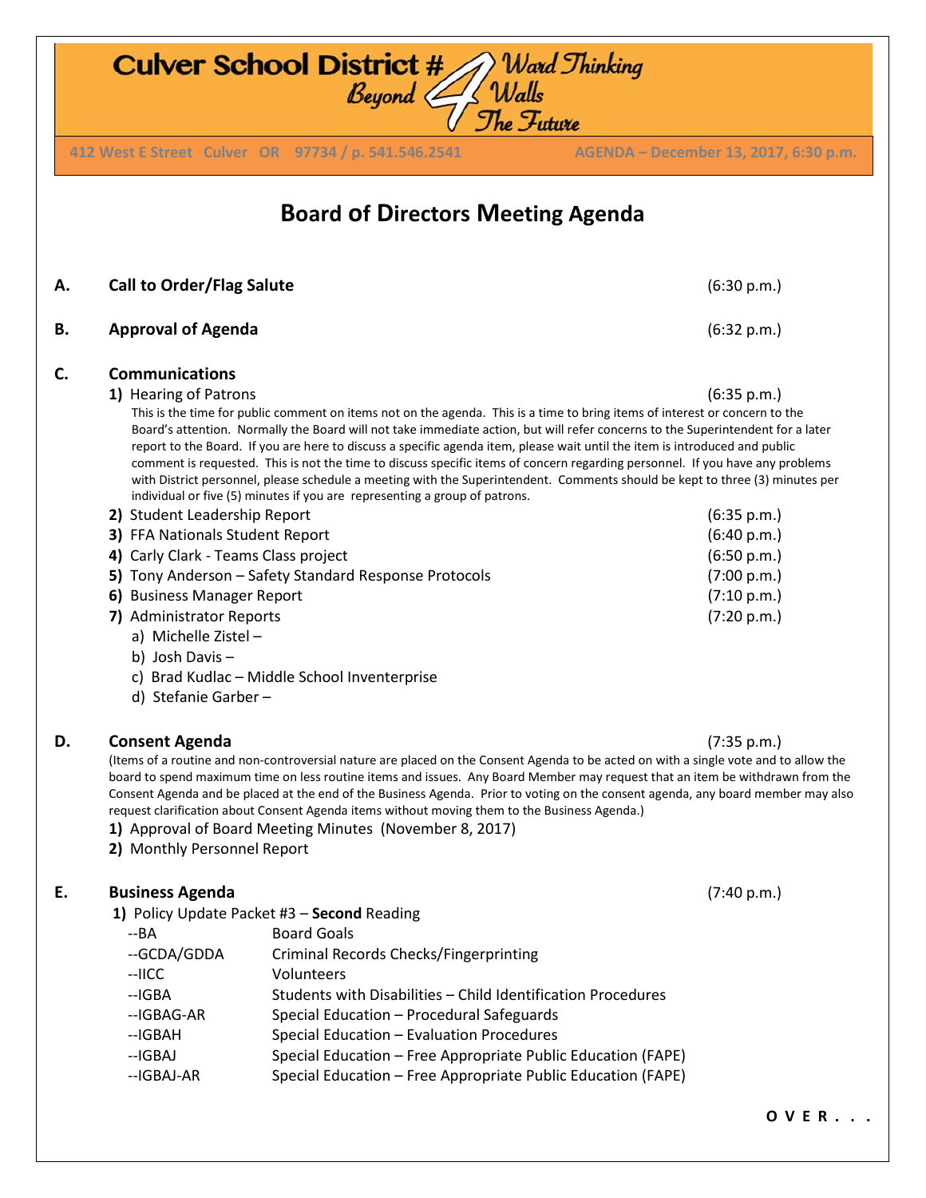# Culver School District #4

Beyond Walls — Ward Thinking — The Future

412 West E Street Culver OR 97734 / p. 541.546.2541 — AGENDA – December 13, 2017, 6:30 p.m.

## Board of Directors Meeting Agenda

**A. Call to Order/Flag Salute** (6:30 p.m.)

**B. Approval of Agenda** (6:32 p.m.)

**C. Communications**

**1)** Hearing of Patrons (6:35 p.m.)

This is the time for public comment on items not on the agenda. This is a time to bring items of interest or concern to the Board's attention. Normally the Board will not take immediate action, but will refer concerns to the Superintendent for a later report to the Board. If you are here to discuss a specific agenda item, please wait until the item is introduced and public comment is requested. This is not the time to discuss specific items of concern regarding personnel. If you have any problems with District personnel, please schedule a meeting with the Superintendent. Comments should be kept to three (3) minutes per individual or five (5) minutes if you are representing a group of patrons.

**2)** Student Leadership Report (6:35 p.m.)

**3)** FFA Nationals Student Report (6:40 p.m.)

**4)** Carly Clark - Teams Class project (6:50 p.m.)

**5)** Tony Anderson – Safety Standard Response Protocols (7:00 p.m.)

**6)** Business Manager Report (7:10 p.m.)

**7)** Administrator Reports (7:20 p.m.)

- a) Michelle Zistel –
- b) Josh Davis –
- c) Brad Kudlac – Middle School Inventerprise
- d) Stefanie Garber –

**D. Consent Agenda** (7:35 p.m.)

(Items of a routine and non-controversial nature are placed on the Consent Agenda to be acted on with a single vote and to allow the board to spend maximum time on less routine items and issues. Any Board Member may request that an item be withdrawn from the Consent Agenda and be placed at the end of the Business Agenda. Prior to voting on the consent agenda, any board member may also request clarification about Consent Agenda items without moving them to the Business Agenda.)

**1)** Approval of Board Meeting Minutes (November 8, 2017)

**2)** Monthly Personnel Report

**E. Business Agenda** (7:40 p.m.)

**1)** Policy Update Packet #3 – **Second** Reading

| | |
|---|---|
| --BA | Board Goals |
| --GCDA/GDDA | Criminal Records Checks/Fingerprinting |
| --IICC | Volunteers |
| --IGBA | Students with Disabilities – Child Identification Procedures |
| --IGBAG-AR | Special Education – Procedural Safeguards |
| --IGBAH | Special Education – Evaluation Procedures |
| --IGBAJ | Special Education – Free Appropriate Public Education (FAPE) |
| --IGBAJ-AR | Special Education – Free Appropriate Public Education (FAPE) |

**O V E R . . .**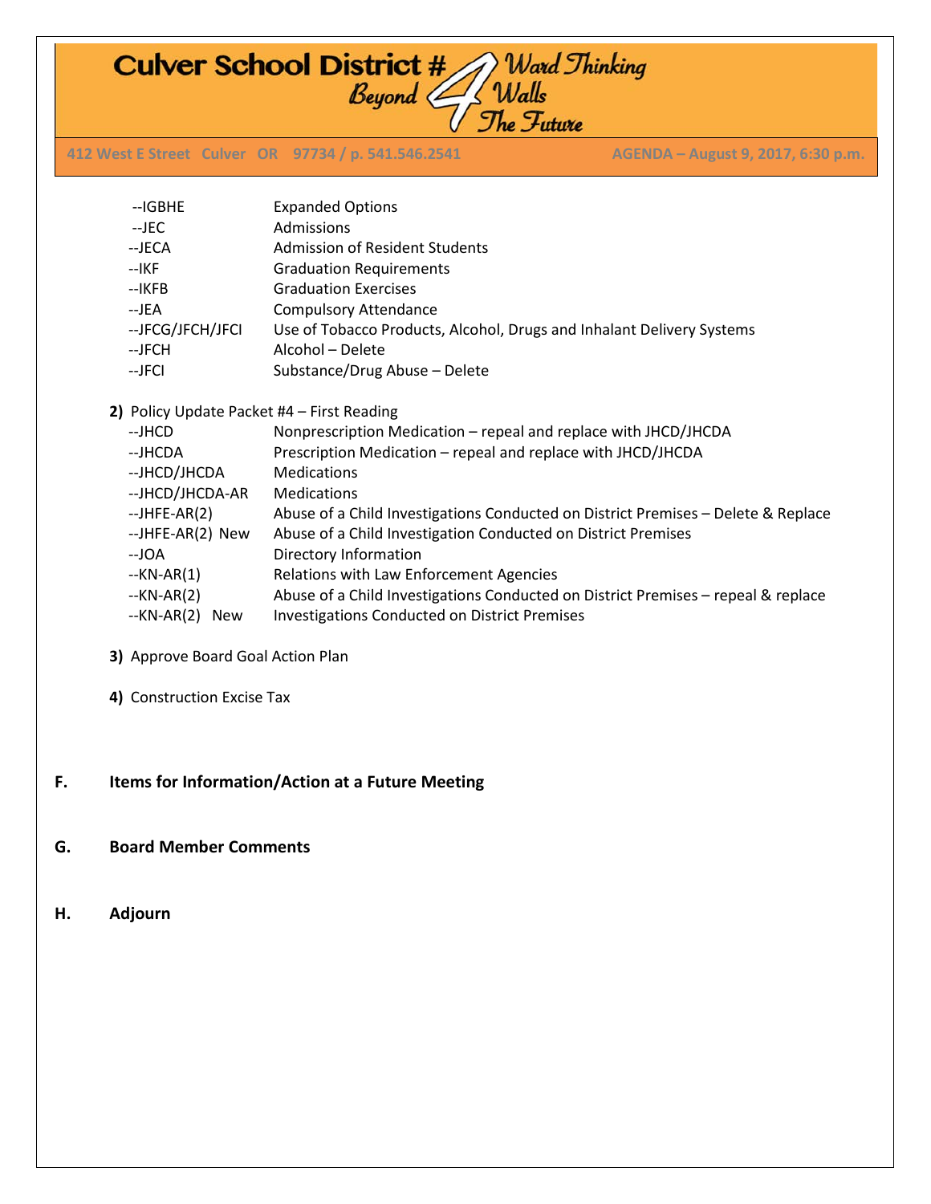--IGBHE Expanded Options
--JEC Admissions
--JECA Admission of Resident Students
--IKF Graduation Requirements
--IKFB Graduation Exercises
--JEA Compulsory Attendance
--JFCG/JFCH/JFCI Use of Tobacco Products, Alcohol, Drugs and Inhalant Delivery Systems
--JFCH Alcohol – Delete
--JFCI Substance/Drug Abuse – Delete

**2)** Policy Update Packet #4 – First Reading
--JHCD Nonprescription Medication – repeal and replace with JHCD/JHCDA
--JHCDA Prescription Medication – repeal and replace with JHCD/JHCDA
--JHCD/JHCDA Medications
--JHCD/JHCDA-AR Medications
--JHFE-AR(2) Abuse of a Child Investigations Conducted on District Premises – Delete & Replace
--JHFE-AR(2) New Abuse of a Child Investigation Conducted on District Premises
--JOA Directory Information
--KN-AR(1) Relations with Law Enforcement Agencies
--KN-AR(2) Abuse of a Child Investigations Conducted on District Premises – repeal & replace
--KN-AR(2) New Investigations Conducted on District Premises

**3)** Approve Board Goal Action Plan

**4)** Construction Excise Tax

## F. Items for Information/Action at a Future Meeting

## G. Board Member Comments

## H. Adjourn